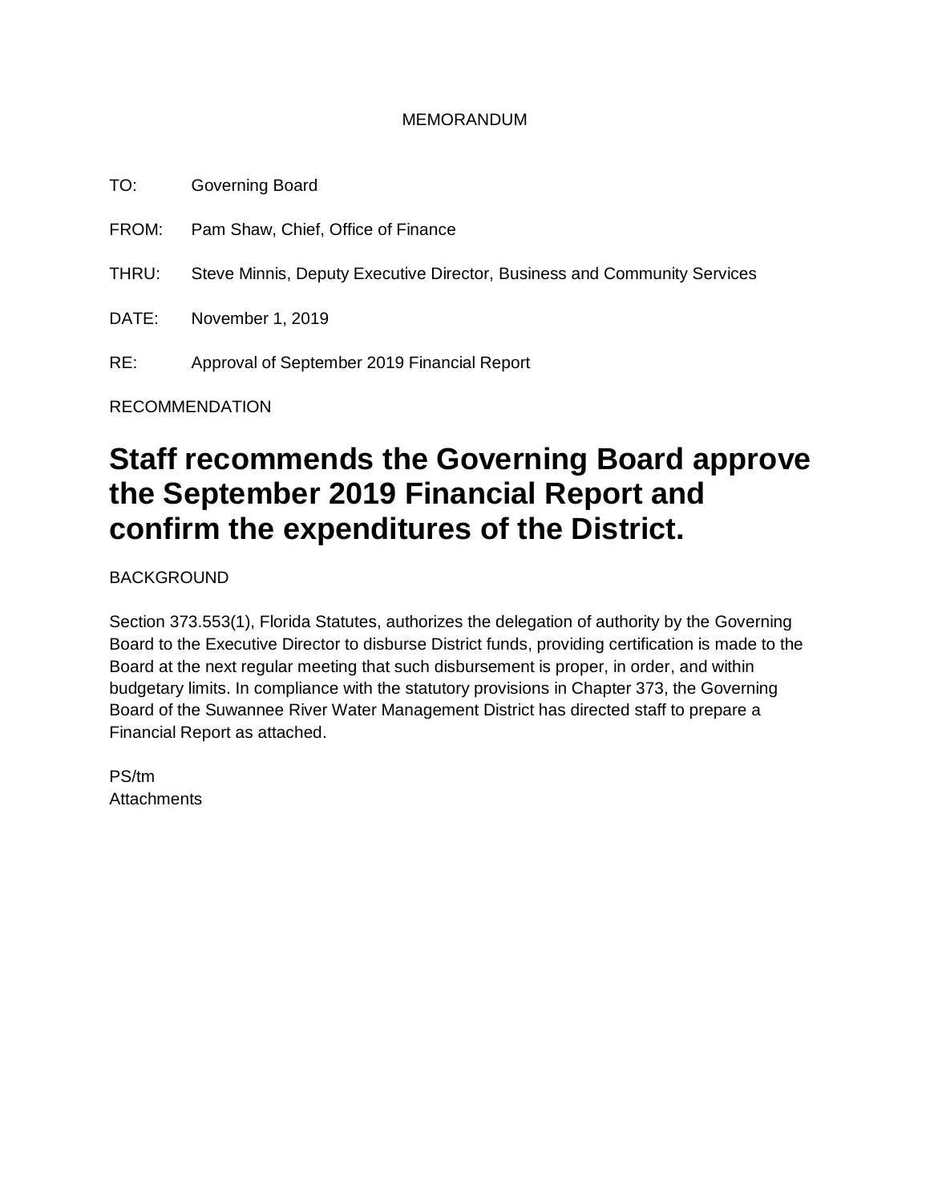MEMORANDUM

TO: Governing Board

FROM: Pam Shaw, Chief, Office of Finance

THRU: Steve Minnis, Deputy Executive Director, Business and Community Services

DATE: November 1, 2019

RE: Approval of September 2019 Financial Report

RECOMMENDATION

# Staff recommends the Governing Board approve the September 2019 Financial Report and confirm the expenditures of the District.

BACKGROUND

Section 373.553(1), Florida Statutes, authorizes the delegation of authority by the Governing Board to the Executive Director to disburse District funds, providing certification is made to the Board at the next regular meeting that such disbursement is proper, in order, and within budgetary limits. In compliance with the statutory provisions in Chapter 373, the Governing Board of the Suwannee River Water Management District has directed staff to prepare a Financial Report as attached.

PS/tm
Attachments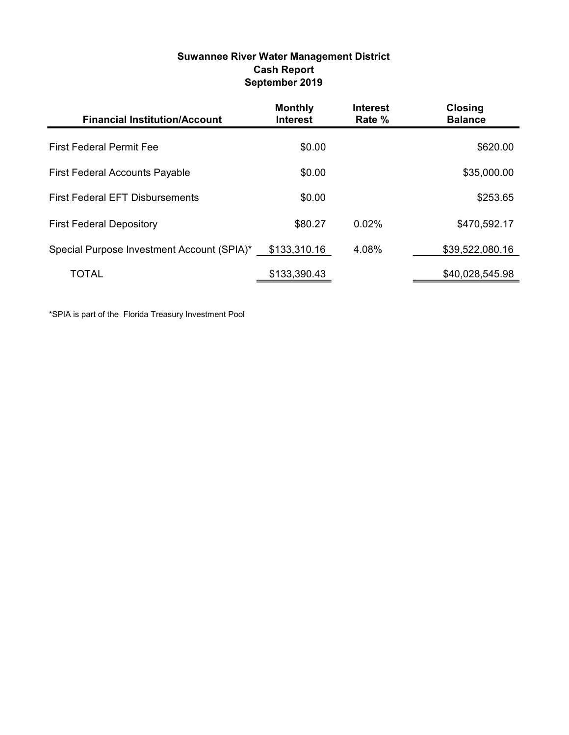**Suwannee River Water Management District**
**Cash Report**
**September 2019**

| Financial Institution/Account | Monthly Interest | Interest Rate % | Closing Balance |
|---|---|---|---|
| First Federal Permit Fee | $0.00 | | $620.00 |
| First Federal Accounts Payable | $0.00 | | $35,000.00 |
| First Federal EFT Disbursements | $0.00 | | $253.65 |
| First Federal Depository | $80.27 | 0.02% | $470,592.17 |
| Special Purpose Investment Account (SPIA)* | $133,310.16 | 4.08% | $39,522,080.16 |
| TOTAL | $133,390.43 | | $40,028,545.98 |

*SPIA is part of the Florida Treasury Investment Pool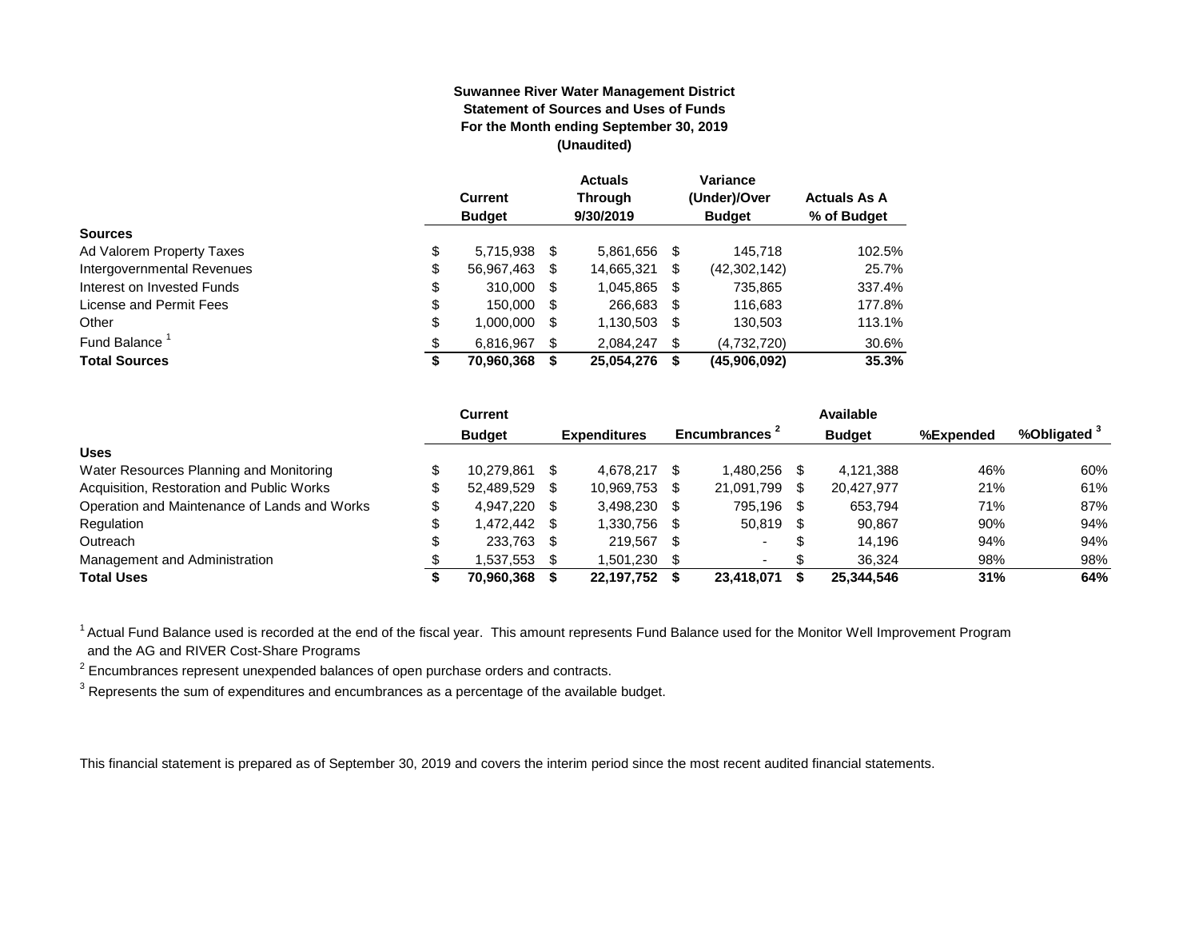**Suwannee River Water Management District**
**Statement of Sources and Uses of Funds**
**For the Month ending September 30, 2019**
**(Unaudited)**

| | Current Budget | Actuals Through 9/30/2019 | Variance (Under)/Over Budget | Actuals As A % of Budget |
|---|---|---|---|---|
| **Sources** | | | | |
| Ad Valorem Property Taxes | $ 5,715,938 | $ 5,861,656 | $ 145,718 | 102.5% |
| Intergovernmental Revenues | $ 56,967,463 | $ 14,665,321 | $ (42,302,142) | 25.7% |
| Interest on Invested Funds | $ 310,000 | $ 1,045,865 | $ 735,865 | 337.4% |
| License and Permit Fees | $ 150,000 | $ 266,683 | $ 116,683 | 177.8% |
| Other | $ 1,000,000 | $ 1,130,503 | $ 130,503 | 113.1% |
| Fund Balance [1] | $ 6,816,967 | $ 2,084,247 | $ (4,732,720) | 30.6% |
| **Total Sources** | **$ 70,960,368** | **$ 25,054,276** | **$ (45,906,092)** | **35.3%** |

| | Current Budget | Expenditures | Encumbrances [2] | Available Budget | %Expended | %Obligated [3] |
|---|---|---|---|---|---|---|
| **Uses** | | | | | | |
| Water Resources Planning and Monitoring | $ 10,279,861 | $ 4,678,217 | $ 1,480,256 | $ 4,121,388 | 46% | 60% |
| Acquisition, Restoration and Public Works | $ 52,489,529 | $ 10,969,753 | $ 21,091,799 | $ 20,427,977 | 21% | 61% |
| Operation and Maintenance of Lands and Works | $ 4,947,220 | $ 3,498,230 | $ 795,196 | $ 653,794 | 71% | 87% |
| Regulation | $ 1,472,442 | $ 1,330,756 | $ 50,819 | $ 90,867 | 90% | 94% |
| Outreach | $ 233,763 | $ 219,567 | $ - | $ 14,196 | 94% | 94% |
| Management and Administration | $ 1,537,553 | $ 1,501,230 | $ - | $ 36,324 | 98% | 98% |
| **Total Uses** | **$ 70,960,368** | **$ 22,197,752** | **$ 23,418,071** | **$ 25,344,546** | **31%** | **64%** |

[1] Actual Fund Balance used is recorded at the end of the fiscal year. This amount represents Fund Balance used for the Monitor Well Improvement Program and the AG and RIVER Cost-Share Programs

[2] Encumbrances represent unexpended balances of open purchase orders and contracts.

[3] Represents the sum of expenditures and encumbrances as a percentage of the available budget.

This financial statement is prepared as of September 30, 2019 and covers the interim period since the most recent audited financial statements.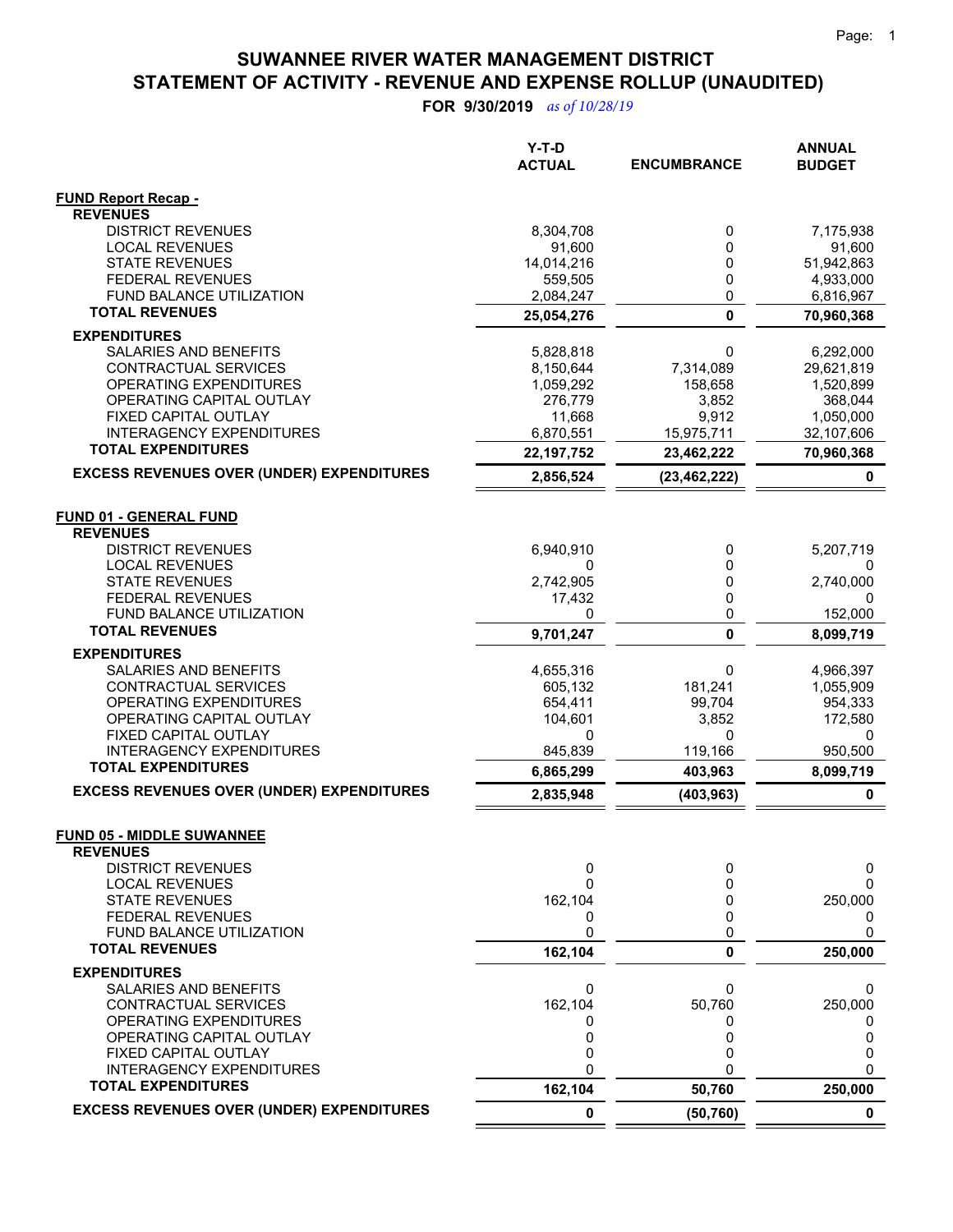# SUWANNEE RIVER WATER MANAGEMENT DISTRICT
# STATEMENT OF ACTIVITY - REVENUE AND EXPENSE ROLLUP (UNAUDITED)

**FOR 9/30/2019** *as of 10/28/19*

| | Y-T-D ACTUAL | ENCUMBRANCE | ANNUAL BUDGET |
|---|---|---|---|
| **FUND Report Recap -** | | | |
| **REVENUES** | | | |
| DISTRICT REVENUES | 8,304,708 | 0 | 7,175,938 |
| LOCAL REVENUES | 91,600 | 0 | 91,600 |
| STATE REVENUES | 14,014,216 | 0 | 51,942,863 |
| FEDERAL REVENUES | 559,505 | 0 | 4,933,000 |
| FUND BALANCE UTILIZATION | 2,084,247 | 0 | 6,816,967 |
| **TOTAL REVENUES** | **25,054,276** | **0** | **70,960,368** |
| **EXPENDITURES** | | | |
| SALARIES AND BENEFITS | 5,828,818 | 0 | 6,292,000 |
| CONTRACTUAL SERVICES | 8,150,644 | 7,314,089 | 29,621,819 |
| OPERATING EXPENDITURES | 1,059,292 | 158,658 | 1,520,899 |
| OPERATING CAPITAL OUTLAY | 276,779 | 3,852 | 368,044 |
| FIXED CAPITAL OUTLAY | 11,668 | 9,912 | 1,050,000 |
| INTERAGENCY EXPENDITURES | 6,870,551 | 15,975,711 | 32,107,606 |
| **TOTAL EXPENDITURES** | **22,197,752** | **23,462,222** | **70,960,368** |
| **EXCESS REVENUES OVER (UNDER) EXPENDITURES** | **2,856,524** | **(23,462,222)** | **0** |
| | | | |
| **FUND 01 - GENERAL FUND** | | | |
| **REVENUES** | | | |
| DISTRICT REVENUES | 6,940,910 | 0 | 5,207,719 |
| LOCAL REVENUES | 0 | 0 | 0 |
| STATE REVENUES | 2,742,905 | 0 | 2,740,000 |
| FEDERAL REVENUES | 17,432 | 0 | 0 |
| FUND BALANCE UTILIZATION | 0 | 0 | 152,000 |
| **TOTAL REVENUES** | **9,701,247** | **0** | **8,099,719** |
| **EXPENDITURES** | | | |
| SALARIES AND BENEFITS | 4,655,316 | 0 | 4,966,397 |
| CONTRACTUAL SERVICES | 605,132 | 181,241 | 1,055,909 |
| OPERATING EXPENDITURES | 654,411 | 99,704 | 954,333 |
| OPERATING CAPITAL OUTLAY | 104,601 | 3,852 | 172,580 |
| FIXED CAPITAL OUTLAY | 0 | 0 | 0 |
| INTERAGENCY EXPENDITURES | 845,839 | 119,166 | 950,500 |
| **TOTAL EXPENDITURES** | **6,865,299** | **403,963** | **8,099,719** |
| **EXCESS REVENUES OVER (UNDER) EXPENDITURES** | **2,835,948** | **(403,963)** | **0** |
| | | | |
| **FUND 05 - MIDDLE SUWANNEE** | | | |
| **REVENUES** | | | |
| DISTRICT REVENUES | 0 | 0 | 0 |
| LOCAL REVENUES | 0 | 0 | 0 |
| STATE REVENUES | 162,104 | 0 | 250,000 |
| FEDERAL REVENUES | 0 | 0 | 0 |
| FUND BALANCE UTILIZATION | 0 | 0 | 0 |
| **TOTAL REVENUES** | **162,104** | **0** | **250,000** |
| **EXPENDITURES** | | | |
| SALARIES AND BENEFITS | 0 | 0 | 0 |
| CONTRACTUAL SERVICES | 162,104 | 50,760 | 250,000 |
| OPERATING EXPENDITURES | 0 | 0 | 0 |
| OPERATING CAPITAL OUTLAY | 0 | 0 | 0 |
| FIXED CAPITAL OUTLAY | 0 | 0 | 0 |
| INTERAGENCY EXPENDITURES | 0 | 0 | 0 |
| **TOTAL EXPENDITURES** | **162,104** | **50,760** | **250,000** |
| **EXCESS REVENUES OVER (UNDER) EXPENDITURES** | **0** | **(50,760)** | **0** |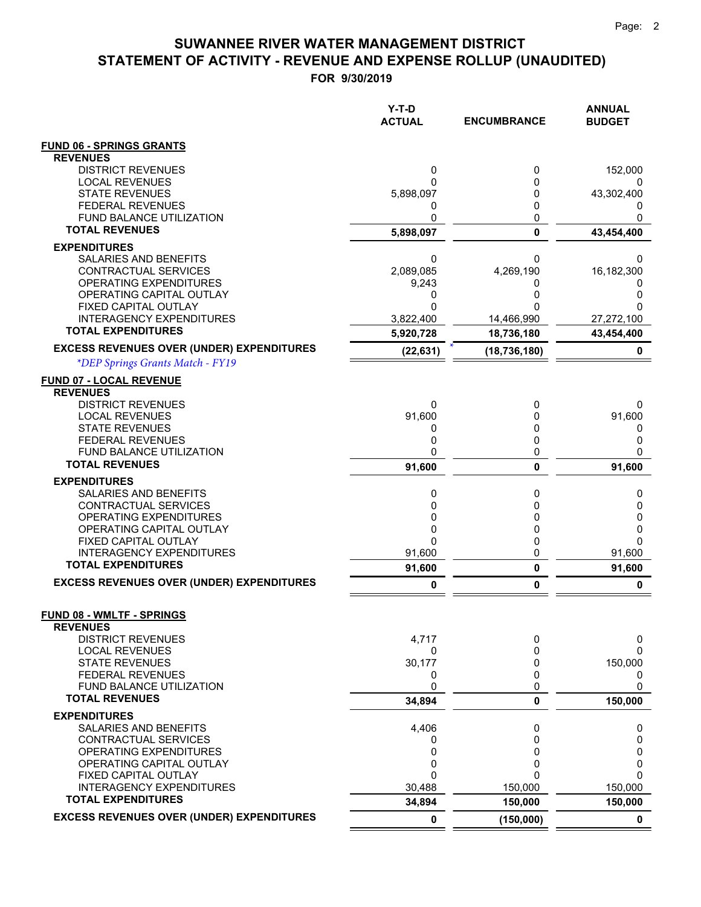# SUWANNEE RIVER WATER MANAGEMENT DISTRICT
## STATEMENT OF ACTIVITY - REVENUE AND EXPENSE ROLLUP (UNAUDITED)
### FOR 9/30/2019

| | Y-T-D ACTUAL | ENCUMBRANCE | ANNUAL BUDGET |
|---|---|---|---|
| **FUND 06 - SPRINGS GRANTS** | | | |
| **REVENUES** | | | |
| DISTRICT REVENUES | 0 | 0 | 152,000 |
| LOCAL REVENUES | 0 | 0 | 0 |
| STATE REVENUES | 5,898,097 | 0 | 43,302,400 |
| FEDERAL REVENUES | 0 | 0 | 0 |
| FUND BALANCE UTILIZATION | 0 | 0 | 0 |
| **TOTAL REVENUES** | **5,898,097** | **0** | **43,454,400** |
| **EXPENDITURES** | | | |
| SALARIES AND BENEFITS | 0 | 0 | 0 |
| CONTRACTUAL SERVICES | 2,089,085 | 4,269,190 | 16,182,300 |
| OPERATING EXPENDITURES | 9,243 | 0 | 0 |
| OPERATING CAPITAL OUTLAY | 0 | 0 | 0 |
| FIXED CAPITAL OUTLAY | 0 | 0 | 0 |
| INTERAGENCY EXPENDITURES | 3,822,400 | 14,466,990 | 27,272,100 |
| **TOTAL EXPENDITURES** | **5,920,728** | **18,736,180** | **43,454,400** |
| **EXCESS REVENUES OVER (UNDER) EXPENDITURES** | **(22,631)** * | **(18,736,180)** | **0** |
| *\*DEP Springs Grants Match - FY19* | | | |
| **FUND 07 - LOCAL REVENUE** | | | |
| **REVENUES** | | | |
| DISTRICT REVENUES | 0 | 0 | 0 |
| LOCAL REVENUES | 91,600 | 0 | 91,600 |
| STATE REVENUES | 0 | 0 | 0 |
| FEDERAL REVENUES | 0 | 0 | 0 |
| FUND BALANCE UTILIZATION | 0 | 0 | 0 |
| **TOTAL REVENUES** | **91,600** | **0** | **91,600** |
| **EXPENDITURES** | | | |
| SALARIES AND BENEFITS | 0 | 0 | 0 |
| CONTRACTUAL SERVICES | 0 | 0 | 0 |
| OPERATING EXPENDITURES | 0 | 0 | 0 |
| OPERATING CAPITAL OUTLAY | 0 | 0 | 0 |
| FIXED CAPITAL OUTLAY | 0 | 0 | 0 |
| INTERAGENCY EXPENDITURES | 91,600 | 0 | 91,600 |
| **TOTAL EXPENDITURES** | **91,600** | **0** | **91,600** |
| **EXCESS REVENUES OVER (UNDER) EXPENDITURES** | **0** | **0** | **0** |
| **FUND 08 - WMLTF - SPRINGS** | | | |
| **REVENUES** | | | |
| DISTRICT REVENUES | 4,717 | 0 | 0 |
| LOCAL REVENUES | 0 | 0 | 0 |
| STATE REVENUES | 30,177 | 0 | 150,000 |
| FEDERAL REVENUES | 0 | 0 | 0 |
| FUND BALANCE UTILIZATION | 0 | 0 | 0 |
| **TOTAL REVENUES** | **34,894** | **0** | **150,000** |
| **EXPENDITURES** | | | |
| SALARIES AND BENEFITS | 4,406 | 0 | 0 |
| CONTRACTUAL SERVICES | 0 | 0 | 0 |
| OPERATING EXPENDITURES | 0 | 0 | 0 |
| OPERATING CAPITAL OUTLAY | 0 | 0 | 0 |
| FIXED CAPITAL OUTLAY | 0 | 0 | 0 |
| INTERAGENCY EXPENDITURES | 30,488 | 150,000 | 150,000 |
| **TOTAL EXPENDITURES** | **34,894** | **150,000** | **150,000** |
| **EXCESS REVENUES OVER (UNDER) EXPENDITURES** | **0** | **(150,000)** | **0** |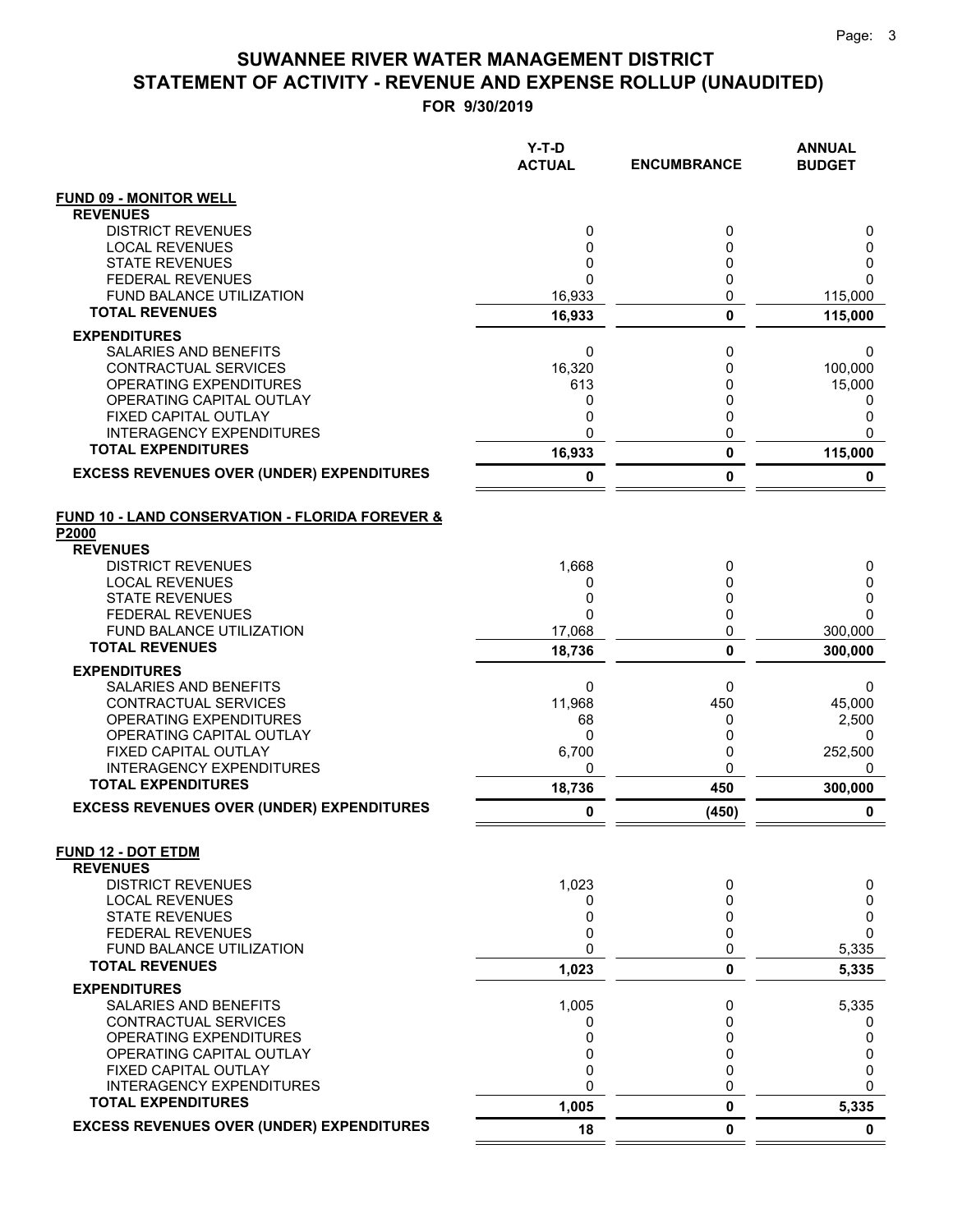# SUWANNEE RIVER WATER MANAGEMENT DISTRICT
# STATEMENT OF ACTIVITY - REVENUE AND EXPENSE ROLLUP (UNAUDITED)
## FOR 9/30/2019

| | Y-T-D ACTUAL | ENCUMBRANCE | ANNUAL BUDGET |
|---|---|---|---|
| **FUND 09 - MONITOR WELL** | | | |
| **REVENUES** | | | |
| DISTRICT REVENUES | 0 | 0 | 0 |
| LOCAL REVENUES | 0 | 0 | 0 |
| STATE REVENUES | 0 | 0 | 0 |
| FEDERAL REVENUES | 0 | 0 | 0 |
| FUND BALANCE UTILIZATION | 16,933 | 0 | 115,000 |
| **TOTAL REVENUES** | **16,933** | **0** | **115,000** |
| **EXPENDITURES** | | | |
| SALARIES AND BENEFITS | 0 | 0 | 0 |
| CONTRACTUAL SERVICES | 16,320 | 0 | 100,000 |
| OPERATING EXPENDITURES | 613 | 0 | 15,000 |
| OPERATING CAPITAL OUTLAY | 0 | 0 | 0 |
| FIXED CAPITAL OUTLAY | 0 | 0 | 0 |
| INTERAGENCY EXPENDITURES | 0 | 0 | 0 |
| **TOTAL EXPENDITURES** | **16,933** | **0** | **115,000** |
| **EXCESS REVENUES OVER (UNDER) EXPENDITURES** | **0** | **0** | **0** |
| **FUND 10 - LAND CONSERVATION - FLORIDA FOREVER & P2000** | | | |
| **REVENUES** | | | |
| DISTRICT REVENUES | 1,668 | 0 | 0 |
| LOCAL REVENUES | 0 | 0 | 0 |
| STATE REVENUES | 0 | 0 | 0 |
| FEDERAL REVENUES | 0 | 0 | 0 |
| FUND BALANCE UTILIZATION | 17,068 | 0 | 300,000 |
| **TOTAL REVENUES** | **18,736** | **0** | **300,000** |
| **EXPENDITURES** | | | |
| SALARIES AND BENEFITS | 0 | 0 | 0 |
| CONTRACTUAL SERVICES | 11,968 | 450 | 45,000 |
| OPERATING EXPENDITURES | 68 | 0 | 2,500 |
| OPERATING CAPITAL OUTLAY | 0 | 0 | 0 |
| FIXED CAPITAL OUTLAY | 6,700 | 0 | 252,500 |
| INTERAGENCY EXPENDITURES | 0 | 0 | 0 |
| **TOTAL EXPENDITURES** | **18,736** | **450** | **300,000** |
| **EXCESS REVENUES OVER (UNDER) EXPENDITURES** | **0** | **(450)** | **0** |
| **FUND 12 - DOT ETDM** | | | |
| **REVENUES** | | | |
| DISTRICT REVENUES | 1,023 | 0 | 0 |
| LOCAL REVENUES | 0 | 0 | 0 |
| STATE REVENUES | 0 | 0 | 0 |
| FEDERAL REVENUES | 0 | 0 | 0 |
| FUND BALANCE UTILIZATION | 0 | 0 | 5,335 |
| **TOTAL REVENUES** | **1,023** | **0** | **5,335** |
| **EXPENDITURES** | | | |
| SALARIES AND BENEFITS | 1,005 | 0 | 5,335 |
| CONTRACTUAL SERVICES | 0 | 0 | 0 |
| OPERATING EXPENDITURES | 0 | 0 | 0 |
| OPERATING CAPITAL OUTLAY | 0 | 0 | 0 |
| FIXED CAPITAL OUTLAY | 0 | 0 | 0 |
| INTERAGENCY EXPENDITURES | 0 | 0 | 0 |
| **TOTAL EXPENDITURES** | **1,005** | **0** | **5,335** |
| **EXCESS REVENUES OVER (UNDER) EXPENDITURES** | **18** | **0** | **0** |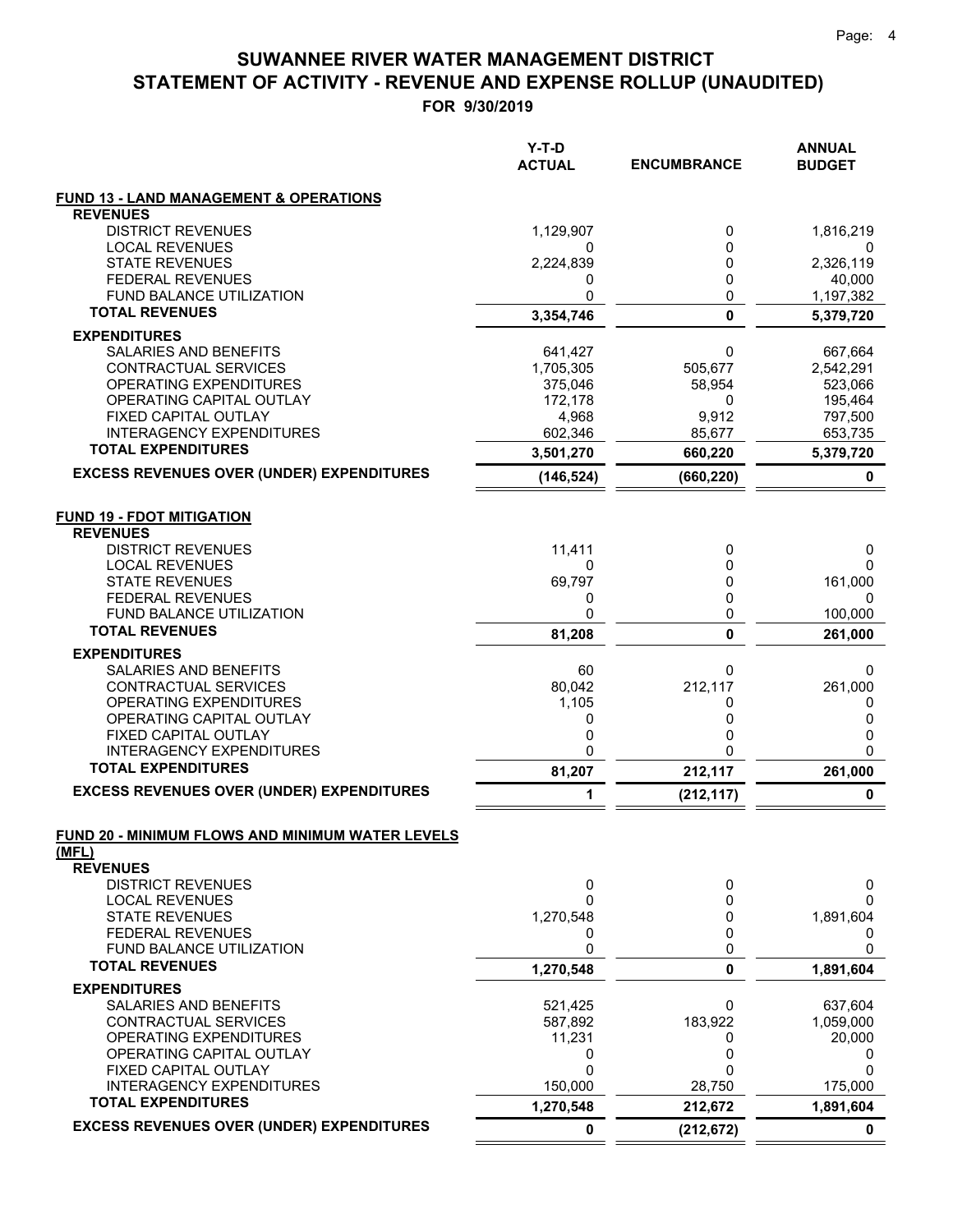# SUWANNEE RIVER WATER MANAGEMENT DISTRICT
## STATEMENT OF ACTIVITY - REVENUE AND EXPENSE ROLLUP (UNAUDITED)
### FOR 9/30/2019

| | Y-T-D ACTUAL | ENCUMBRANCE | ANNUAL BUDGET |
|---|---|---|---|
| **FUND 13 - LAND MANAGEMENT & OPERATIONS** | | | |
| **REVENUES** | | | |
| DISTRICT REVENUES | 1,129,907 | 0 | 1,816,219 |
| LOCAL REVENUES | 0 | 0 | 0 |
| STATE REVENUES | 2,224,839 | 0 | 2,326,119 |
| FEDERAL REVENUES | 0 | 0 | 40,000 |
| FUND BALANCE UTILIZATION | 0 | 0 | 1,197,382 |
| **TOTAL REVENUES** | **3,354,746** | **0** | **5,379,720** |
| **EXPENDITURES** | | | |
| SALARIES AND BENEFITS | 641,427 | 0 | 667,664 |
| CONTRACTUAL SERVICES | 1,705,305 | 505,677 | 2,542,291 |
| OPERATING EXPENDITURES | 375,046 | 58,954 | 523,066 |
| OPERATING CAPITAL OUTLAY | 172,178 | 0 | 195,464 |
| FIXED CAPITAL OUTLAY | 4,968 | 9,912 | 797,500 |
| INTERAGENCY EXPENDITURES | 602,346 | 85,677 | 653,735 |
| **TOTAL EXPENDITURES** | **3,501,270** | **660,220** | **5,379,720** |
| **EXCESS REVENUES OVER (UNDER) EXPENDITURES** | **(146,524)** | **(660,220)** | **0** |
| **FUND 19 - FDOT MITIGATION** | | | |
| **REVENUES** | | | |
| DISTRICT REVENUES | 11,411 | 0 | 0 |
| LOCAL REVENUES | 0 | 0 | 0 |
| STATE REVENUES | 69,797 | 0 | 161,000 |
| FEDERAL REVENUES | 0 | 0 | 0 |
| FUND BALANCE UTILIZATION | 0 | 0 | 100,000 |
| **TOTAL REVENUES** | **81,208** | **0** | **261,000** |
| **EXPENDITURES** | | | |
| SALARIES AND BENEFITS | 60 | 0 | 0 |
| CONTRACTUAL SERVICES | 80,042 | 212,117 | 261,000 |
| OPERATING EXPENDITURES | 1,105 | 0 | 0 |
| OPERATING CAPITAL OUTLAY | 0 | 0 | 0 |
| FIXED CAPITAL OUTLAY | 0 | 0 | 0 |
| INTERAGENCY EXPENDITURES | 0 | 0 | 0 |
| **TOTAL EXPENDITURES** | **81,207** | **212,117** | **261,000** |
| **EXCESS REVENUES OVER (UNDER) EXPENDITURES** | **1** | **(212,117)** | **0** |
| **FUND 20 - MINIMUM FLOWS AND MINIMUM WATER LEVELS (MFL)** | | | |
| **REVENUES** | | | |
| DISTRICT REVENUES | 0 | 0 | 0 |
| LOCAL REVENUES | 0 | 0 | 0 |
| STATE REVENUES | 1,270,548 | 0 | 1,891,604 |
| FEDERAL REVENUES | 0 | 0 | 0 |
| FUND BALANCE UTILIZATION | 0 | 0 | 0 |
| **TOTAL REVENUES** | **1,270,548** | **0** | **1,891,604** |
| **EXPENDITURES** | | | |
| SALARIES AND BENEFITS | 521,425 | 0 | 637,604 |
| CONTRACTUAL SERVICES | 587,892 | 183,922 | 1,059,000 |
| OPERATING EXPENDITURES | 11,231 | 0 | 20,000 |
| OPERATING CAPITAL OUTLAY | 0 | 0 | 0 |
| FIXED CAPITAL OUTLAY | 0 | 0 | 0 |
| INTERAGENCY EXPENDITURES | 150,000 | 28,750 | 175,000 |
| **TOTAL EXPENDITURES** | **1,270,548** | **212,672** | **1,891,604** |
| **EXCESS REVENUES OVER (UNDER) EXPENDITURES** | **0** | **(212,672)** | **0** |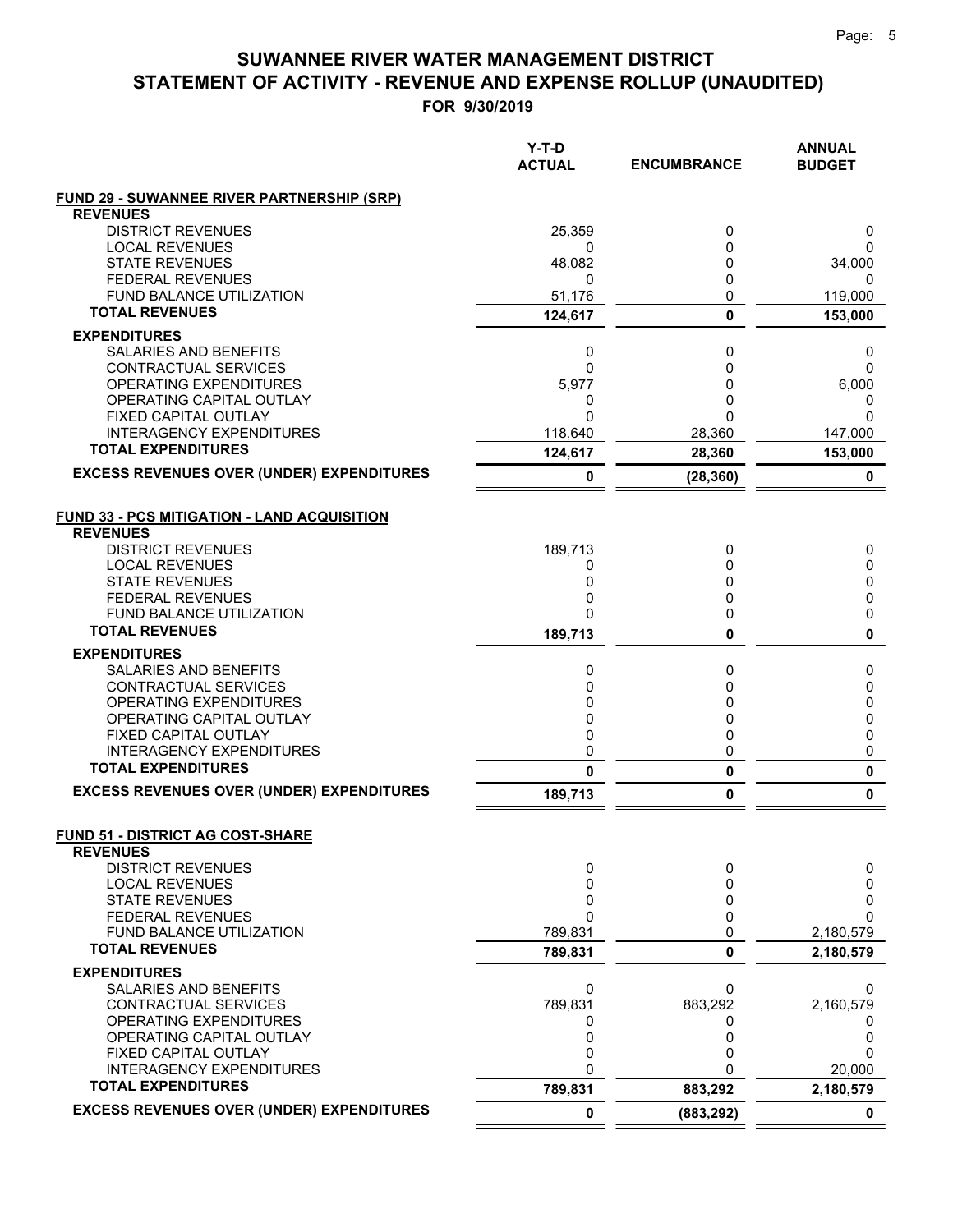# SUWANNEE RIVER WATER MANAGEMENT DISTRICT
# STATEMENT OF ACTIVITY - REVENUE AND EXPENSE ROLLUP (UNAUDITED)

**FOR 9/30/2019**

| | Y-T-D ACTUAL | ENCUMBRANCE | ANNUAL BUDGET |
|---|---|---|---|
| **FUND 29 - SUWANNEE RIVER PARTNERSHIP (SRP)** | | | |
| **REVENUES** | | | |
| DISTRICT REVENUES | 25,359 | 0 | 0 |
| LOCAL REVENUES | 0 | 0 | 0 |
| STATE REVENUES | 48,082 | 0 | 34,000 |
| FEDERAL REVENUES | 0 | 0 | 0 |
| FUND BALANCE UTILIZATION | 51,176 | 0 | 119,000 |
| **TOTAL REVENUES** | **124,617** | **0** | **153,000** |
| **EXPENDITURES** | | | |
| SALARIES AND BENEFITS | 0 | 0 | 0 |
| CONTRACTUAL SERVICES | 0 | 0 | 0 |
| OPERATING EXPENDITURES | 5,977 | 0 | 6,000 |
| OPERATING CAPITAL OUTLAY | 0 | 0 | 0 |
| FIXED CAPITAL OUTLAY | 0 | 0 | 0 |
| INTERAGENCY EXPENDITURES | 118,640 | 28,360 | 147,000 |
| **TOTAL EXPENDITURES** | **124,617** | **28,360** | **153,000** |
| **EXCESS REVENUES OVER (UNDER) EXPENDITURES** | **0** | **(28,360)** | **0** |
| **FUND 33 - PCS MITIGATION - LAND ACQUISITION** | | | |
| **REVENUES** | | | |
| DISTRICT REVENUES | 189,713 | 0 | 0 |
| LOCAL REVENUES | 0 | 0 | 0 |
| STATE REVENUES | 0 | 0 | 0 |
| FEDERAL REVENUES | 0 | 0 | 0 |
| FUND BALANCE UTILIZATION | 0 | 0 | 0 |
| **TOTAL REVENUES** | **189,713** | **0** | **0** |
| **EXPENDITURES** | | | |
| SALARIES AND BENEFITS | 0 | 0 | 0 |
| CONTRACTUAL SERVICES | 0 | 0 | 0 |
| OPERATING EXPENDITURES | 0 | 0 | 0 |
| OPERATING CAPITAL OUTLAY | 0 | 0 | 0 |
| FIXED CAPITAL OUTLAY | 0 | 0 | 0 |
| INTERAGENCY EXPENDITURES | 0 | 0 | 0 |
| **TOTAL EXPENDITURES** | **0** | **0** | **0** |
| **EXCESS REVENUES OVER (UNDER) EXPENDITURES** | **189,713** | **0** | **0** |
| **FUND 51 - DISTRICT AG COST-SHARE** | | | |
| **REVENUES** | | | |
| DISTRICT REVENUES | 0 | 0 | 0 |
| LOCAL REVENUES | 0 | 0 | 0 |
| STATE REVENUES | 0 | 0 | 0 |
| FEDERAL REVENUES | 0 | 0 | 0 |
| FUND BALANCE UTILIZATION | 789,831 | 0 | 2,180,579 |
| **TOTAL REVENUES** | **789,831** | **0** | **2,180,579** |
| **EXPENDITURES** | | | |
| SALARIES AND BENEFITS | 0 | 0 | 0 |
| CONTRACTUAL SERVICES | 789,831 | 883,292 | 2,160,579 |
| OPERATING EXPENDITURES | 0 | 0 | 0 |
| OPERATING CAPITAL OUTLAY | 0 | 0 | 0 |
| FIXED CAPITAL OUTLAY | 0 | 0 | 0 |
| INTERAGENCY EXPENDITURES | 0 | 0 | 20,000 |
| **TOTAL EXPENDITURES** | **789,831** | **883,292** | **2,180,579** |
| **EXCESS REVENUES OVER (UNDER) EXPENDITURES** | **0** | **(883,292)** | **0** |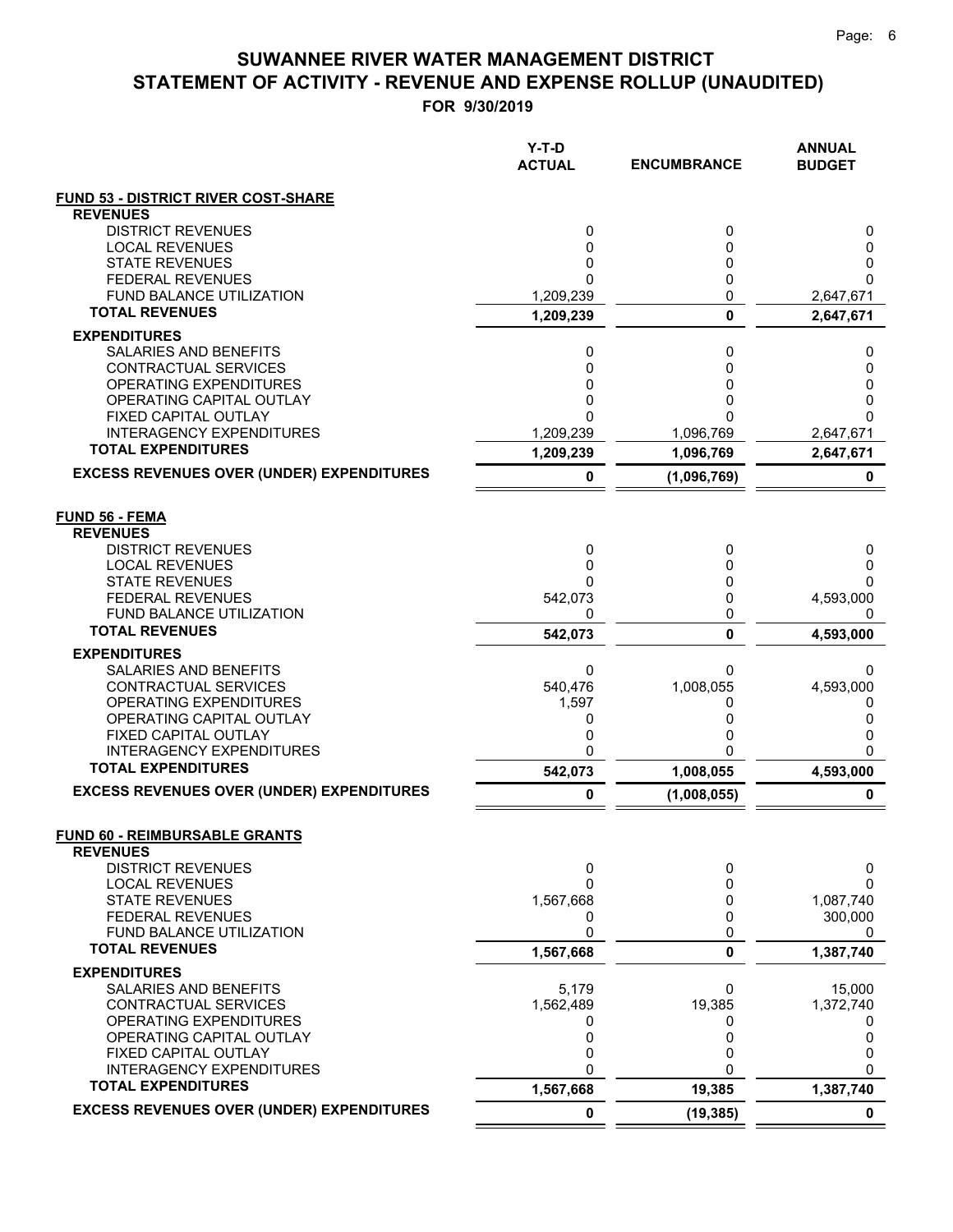# SUWANNEE RIVER WATER MANAGEMENT DISTRICT
# STATEMENT OF ACTIVITY - REVENUE AND EXPENSE ROLLUP (UNAUDITED)
## FOR 9/30/2019

| | Y-T-D ACTUAL | ENCUMBRANCE | ANNUAL BUDGET |
|---|---|---|---|
| **FUND 53 - DISTRICT RIVER COST-SHARE** | | | |
| **REVENUES** | | | |
| DISTRICT REVENUES | 0 | 0 | 0 |
| LOCAL REVENUES | 0 | 0 | 0 |
| STATE REVENUES | 0 | 0 | 0 |
| FEDERAL REVENUES | 0 | 0 | 0 |
| FUND BALANCE UTILIZATION | 1,209,239 | 0 | 2,647,671 |
| **TOTAL REVENUES** | **1,209,239** | **0** | **2,647,671** |
| **EXPENDITURES** | | | |
| SALARIES AND BENEFITS | 0 | 0 | 0 |
| CONTRACTUAL SERVICES | 0 | 0 | 0 |
| OPERATING EXPENDITURES | 0 | 0 | 0 |
| OPERATING CAPITAL OUTLAY | 0 | 0 | 0 |
| FIXED CAPITAL OUTLAY | 0 | 0 | 0 |
| INTERAGENCY EXPENDITURES | 1,209,239 | 1,096,769 | 2,647,671 |
| **TOTAL EXPENDITURES** | **1,209,239** | **1,096,769** | **2,647,671** |
| **EXCESS REVENUES OVER (UNDER) EXPENDITURES** | **0** | **(1,096,769)** | **0** |
| **FUND 56 - FEMA** | | | |
| **REVENUES** | | | |
| DISTRICT REVENUES | 0 | 0 | 0 |
| LOCAL REVENUES | 0 | 0 | 0 |
| STATE REVENUES | 0 | 0 | 0 |
| FEDERAL REVENUES | 542,073 | 0 | 4,593,000 |
| FUND BALANCE UTILIZATION | 0 | 0 | 0 |
| **TOTAL REVENUES** | **542,073** | **0** | **4,593,000** |
| **EXPENDITURES** | | | |
| SALARIES AND BENEFITS | 0 | 0 | 0 |
| CONTRACTUAL SERVICES | 540,476 | 1,008,055 | 4,593,000 |
| OPERATING EXPENDITURES | 1,597 | 0 | 0 |
| OPERATING CAPITAL OUTLAY | 0 | 0 | 0 |
| FIXED CAPITAL OUTLAY | 0 | 0 | 0 |
| INTERAGENCY EXPENDITURES | 0 | 0 | 0 |
| **TOTAL EXPENDITURES** | **542,073** | **1,008,055** | **4,593,000** |
| **EXCESS REVENUES OVER (UNDER) EXPENDITURES** | **0** | **(1,008,055)** | **0** |
| **FUND 60 - REIMBURSABLE GRANTS** | | | |
| **REVENUES** | | | |
| DISTRICT REVENUES | 0 | 0 | 0 |
| LOCAL REVENUES | 0 | 0 | 0 |
| STATE REVENUES | 1,567,668 | 0 | 1,087,740 |
| FEDERAL REVENUES | 0 | 0 | 300,000 |
| FUND BALANCE UTILIZATION | 0 | 0 | 0 |
| **TOTAL REVENUES** | **1,567,668** | **0** | **1,387,740** |
| **EXPENDITURES** | | | |
| SALARIES AND BENEFITS | 5,179 | 0 | 15,000 |
| CONTRACTUAL SERVICES | 1,562,489 | 19,385 | 1,372,740 |
| OPERATING EXPENDITURES | 0 | 0 | 0 |
| OPERATING CAPITAL OUTLAY | 0 | 0 | 0 |
| FIXED CAPITAL OUTLAY | 0 | 0 | 0 |
| INTERAGENCY EXPENDITURES | 0 | 0 | 0 |
| **TOTAL EXPENDITURES** | **1,567,668** | **19,385** | **1,387,740** |
| **EXCESS REVENUES OVER (UNDER) EXPENDITURES** | **0** | **(19,385)** | **0** |